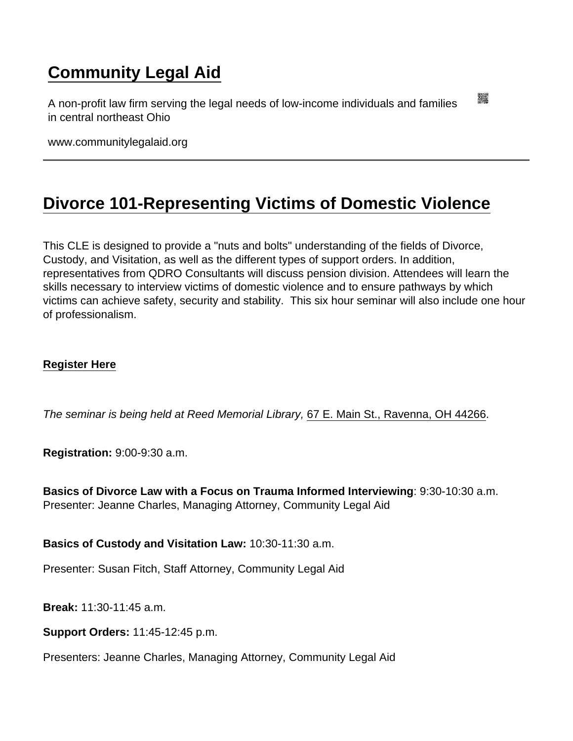## Community Legal Aid

A non-profit law firm serving the legal needs of low-income individuals and families in central northeast Ohio

www.communitylegalaid.org

---

# Divorce 101-Representing Victims of Domestic Violence

This CLE is designed to provide a "nuts and bolts" understanding of the fields of Divorce, Custody, and Visitation, as well as the different types of support orders. In addition, representatives from QDRO Consultants will discuss pension division. Attendees will learn the skills necessary to interview victims of domestic violence and to ensure pathways by which victims can achieve safety, security and stability. This six hour seminar will also include one hour of professionalism.

**Register Here**

*The seminar is being held at Reed Memorial Library,* 67 E. Main St., Ravenna, OH 44266.

**Registration:** 9:00-9:30 a.m.

**Basics of Divorce Law with a Focus on Trauma Informed Interviewing**: 9:30-10:30 a.m.
Presenter: Jeanne Charles, Managing Attorney, Community Legal Aid

**Basics of Custody and Visitation Law:** 10:30-11:30 a.m.

Presenter: Susan Fitch, Staff Attorney, Community Legal Aid

**Break:** 11:30-11:45 a.m.

**Support Orders:** 11:45-12:45 p.m.

Presenters: Jeanne Charles, Managing Attorney, Community Legal Aid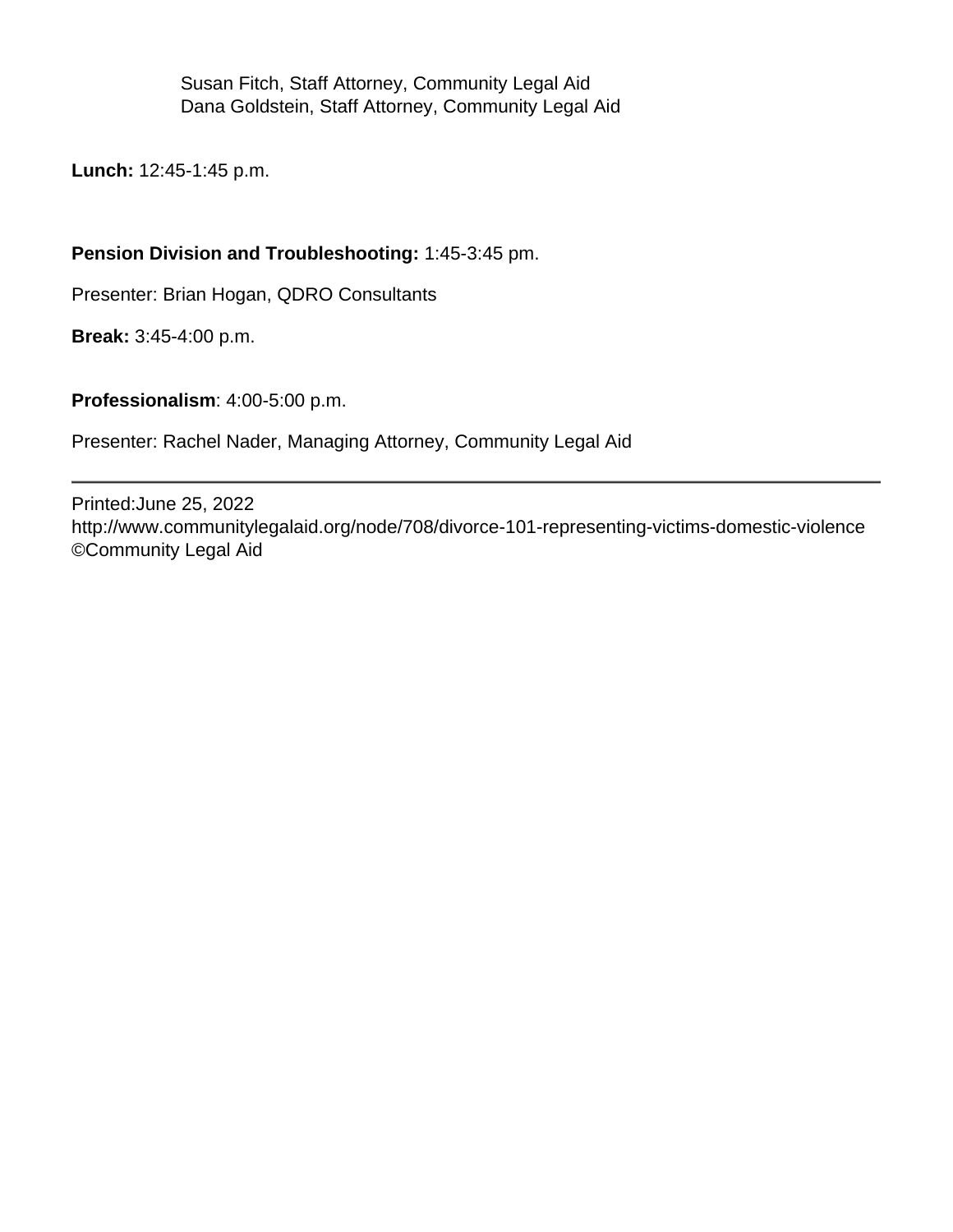Susan Fitch, Staff Attorney, Community Legal Aid
Dana Goldstein, Staff Attorney, Community Legal Aid

**Lunch:** 12:45-1:45 p.m.

**Pension Division and Troubleshooting:** 1:45-3:45 pm.

Presenter: Brian Hogan, QDRO Consultants

**Break:** 3:45-4:00 p.m.

**Professionalism**: 4:00-5:00 p.m.

Presenter: Rachel Nader, Managing Attorney, Community Legal Aid

---

Printed:June 25, 2022
http://www.communitylegalaid.org/node/708/divorce-101-representing-victims-domestic-violence
©Community Legal Aid